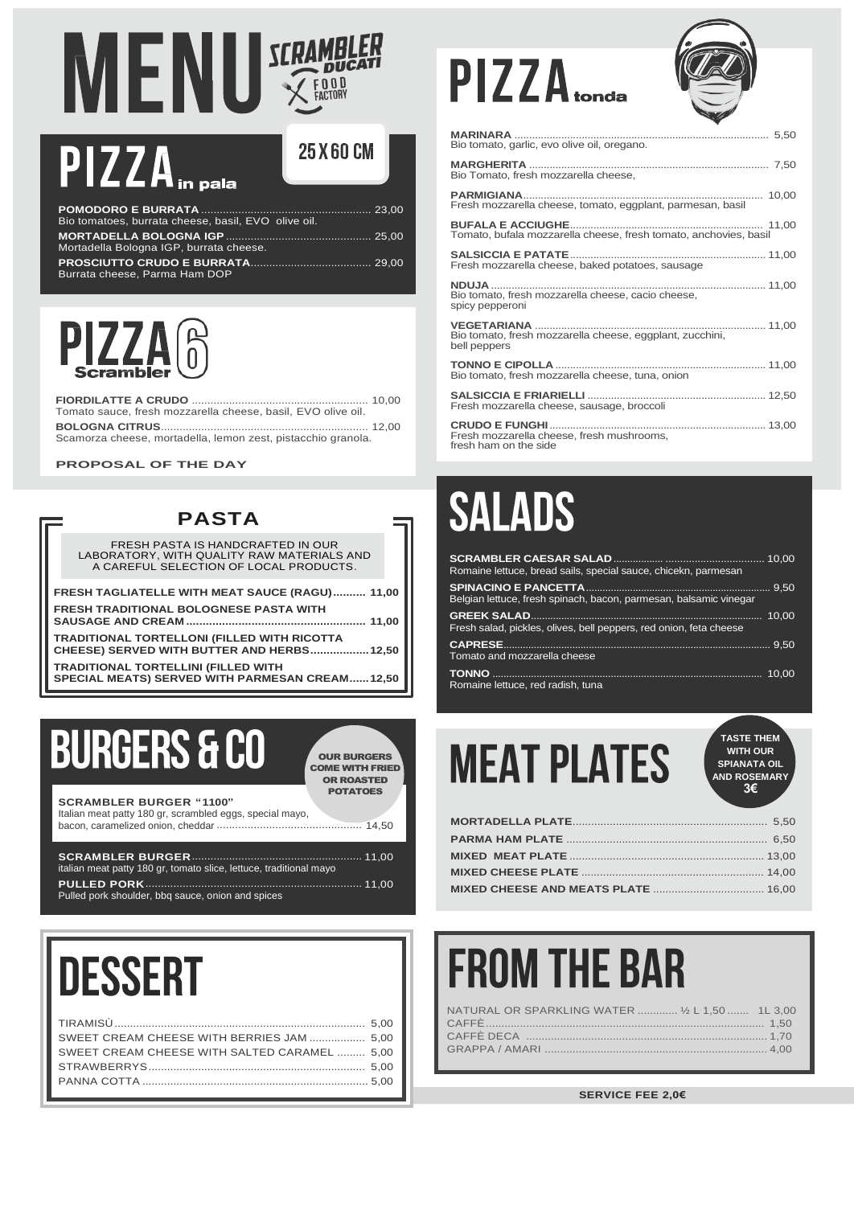# MENU

SCRAMBLER DUCATI FOOD FACTORY

## PIZZA in pala

25 X 60 CM

**POMODORO E BURRATA** ........................................ 23,00
Bio tomatoes, burrata cheese, basil, EVO olive oil.

**MORTADELLA BOLOGNA IGP** .................................. 25,00
Mortadella Bologna IGP, burrata cheese.

**PROSCIUTTO CRUDO E BURRATA** ............................ 29,00
Burrata cheese, Parma Ham DOP

## PIZZA Scrambler 6

**FIORDILATTE A CRUDO** ........................................ 10,00
Tomato sauce, fresh mozzarella cheese, basil, EVO olive oil.

**BOLOGNA CITRUS** .................................................. 12,00
Scamorza cheese, mortadella, lemon zest, pistacchio granola.

**PROPOSAL OF THE DAY**

## PIZZA tonda

**MARINARA** .............................................................. 5,50
Bio tomato, garlic, evo olive oil, oregano.

**MARGHERITA** .......................................................... 7,50
Bio Tomato, fresh mozzarella cheese,

**PARMIGIANA** .......................................................... 10,00
Fresh mozzarella cheese, tomato, eggplant, parmesan, basil

**BUFALA E ACCIUGHE** .............................................. 11,00
Tomato, bufala mozzarella cheese, fresh tomato, anchovies, basil

**SALSICCIA E PATATE** .............................................. 11,00
Fresh mozzarella cheese, baked potatoes, sausage

**NDUJA** .................................................................... 11,00
Bio tomato, fresh mozzarella cheese, cacio cheese, spicy pepperoni

**VEGETARIANA** ........................................................ 11,00
Bio tomato, fresh mozzarella cheese, eggplant, zucchini, bell peppers

**TONNO E CIPOLLA** .................................................. 11,00
Bio tomato, fresh mozzarella cheese, tuna, onion

**SALSICCIA E FRIARIELLI** .......................................... 12,50
Fresh mozzarella cheese, sausage, broccoli

**CRUDO E FUNGHI** .................................................... 13,00
Fresh mozzarella cheese, fresh mushrooms, fresh ham on the side

## PASTA

FRESH PASTA IS HANDCRAFTED IN OUR LABORATORY, WITH QUALITY RAW MATERIALS AND A CAREFUL SELECTION OF LOCAL PRODUCTS.

**FRESH TAGLIATELLE WITH MEAT SAUCE (RAGU)** .......... 11,00

**FRESH TRADITIONAL BOLOGNESE PASTA WITH SAUSAGE AND CREAM** .......................................... 11,00

**TRADITIONAL TORTELLONI (FILLED WITH RICOTTA CHEESE) SERVED WITH BUTTER AND HERBS** .................. 12,50

**TRADITIONAL TORTELLINI (FILLED WITH SPECIAL MEATS) SERVED WITH PARMESAN CREAM** ...... 12,50

## SALADS

**SCRAMBLER CAESAR SALAD** ........................................ 10,00
Romaine lettuce, bread sails, special sauce, chicekn, parmesan

**SPINACINO E PANCETTA** ............................................ 9,50
Belgian lettuce, fresh spinach, bacon, parmesan, balsamic vinegar

**GREEK SALAD** ........................................................ 10,00
Fresh salad, pickles, olives, bell peppers, red onion, feta cheese

**CAPRESE** ................................................................ 9,50
Tomato and mozzarella cheese

**TONNO** .................................................................. 10,00
Romaine lettuce, red radish, tuna

## BURGERS & CO

OUR BURGERS COME WITH FRIED OR ROASTED POTATOES

**SCRAMBLER BURGER "1100"**
Italian meat patty 180 gr, scrambled eggs, special mayo, bacon, caramelized onion, cheddar .................................. 14,50

**SCRAMBLER BURGER** .............................................. 11,00
italian meat patty 180 gr, tomato slice, lettuce, traditional mayo

**PULLED PORK** .......................................................... 11,00
Pulled pork shoulder, bbq sauce, onion and spices

## MEAT PLATES

TASTE THEM WITH OUR SPIANATA OIL AND ROSEMARY 3€

**MORTADELLA PLATE** .................................................. 5,50

**PARMA HAM PLATE** .................................................. 6,50

**MIXED MEAT PLATE** .................................................. 13,00

**MIXED CHEESE PLATE** .............................................. 14,00

**MIXED CHEESE AND MEATS PLATE** ............................ 16,00

## DESSERT

TIRAMISÙ .................................................................. 5,00

SWEET CREAM CHEESE WITH BERRIES JAM .................. 5,00

SWEET CREAM CHEESE WITH SALTED CARAMEL .......... 5,00

STRAWBERRYS .......................................................... 5,00

PANNA COTTA .......................................................... 5,00

## FROM THE BAR

NATURAL OR SPARKLING WATER ............ ½ L 1,50 ....... 1L 3,00

CAFFÈ ...................................................................... 1,50

CAFFÈ DECA .............................................................. 1,70

GRAPPA / AMARI ........................................................ 4,00

**SERVICE FEE 2,0€**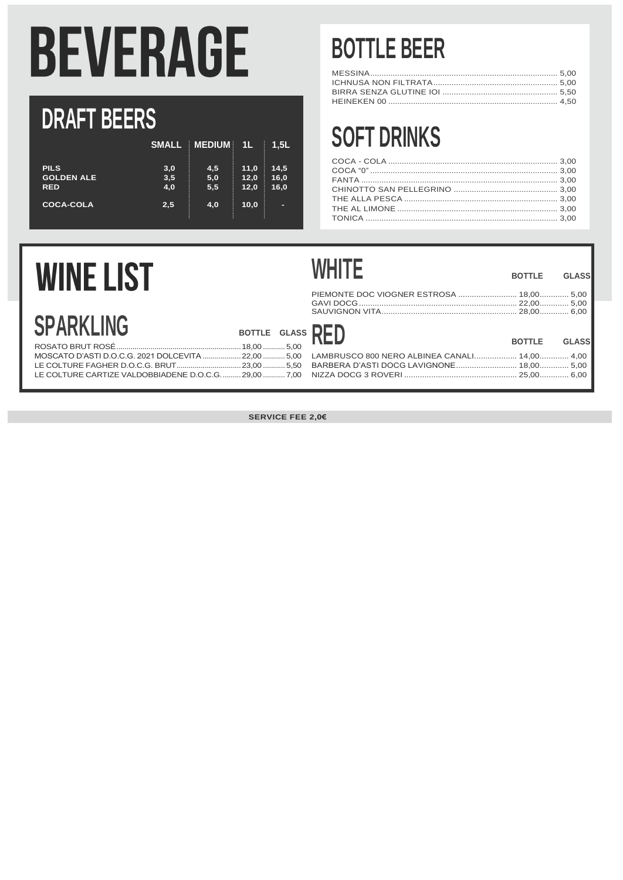# BEVERAGE

## DRAFT BEERS

| | SMALL | MEDIUM | 1L | 1,5L |
|---|---|---|---|---|
| **PILS** | 3,0 | 4,5 | 11,0 | 14,5 |
| **GOLDEN ALE** | 3,5 | 5,0 | 12,0 | 16,0 |
| **RED** | 4,0 | 5,5 | 12,0 | 16,0 |
| **COCA-COLA** | 2,5 | 4,0 | 10,0 | - |

## BOTTLE BEER

| | |
|---|---|
| MESSINA | 5,00 |
| ICHNUSA NON FILTRATA | 5,00 |
| BIRRA SENZA GLUTINE IOI | 5,50 |
| HEINEKEN 00 | 4,50 |

## SOFT DRINKS

| | |
|---|---|
| COCA - COLA | 3,00 |
| COCA "0" | 3,00 |
| FANTA | 3,00 |
| CHINOTTO SAN PELLEGRINO | 3,00 |
| THE ALLA PESCA | 3,00 |
| THE AL LIMONE | 3,00 |
| TONICA | 3,00 |

# WINE LIST

## SPARKLING

| | BOTTLE | GLASS |
|---|---|---|
| ROSATO BRUT ROSÉ | 18,00 | 5,00 |
| MOSCATO D'ASTI D.O.C.G. 2021 DOLCEVITA | 22,00 | 5,00 |
| LE COLTURE FAGHER D.O.C.G. BRUT | 23,00 | 5,50 |
| LE COLTURE CARTIZE VALDOBBIADENE D.O.C.G. | 29,00 | 7,00 |

## WHITE

| | BOTTLE | GLASS |
|---|---|---|
| PIEMONTE DOC VIOGNER ESTROSA | 18,00 | 5,00 |
| GAVI DOCG | 22,00 | 5,00 |
| SAUVIGNON VITA | 28,00 | 6,00 |

## RED

| | BOTTLE | GLASS |
|---|---|---|
| LAMBRUSCO 800 NERO ALBINEA CANALI | 14,00 | 4,00 |
| BARBERA D'ASTI DOCG LAVIGNONE | 18,00 | 5,00 |
| NIZZA DOCG 3 ROVERI | 25,00 | 6,00 |

**SERVICE FEE 2,0€**